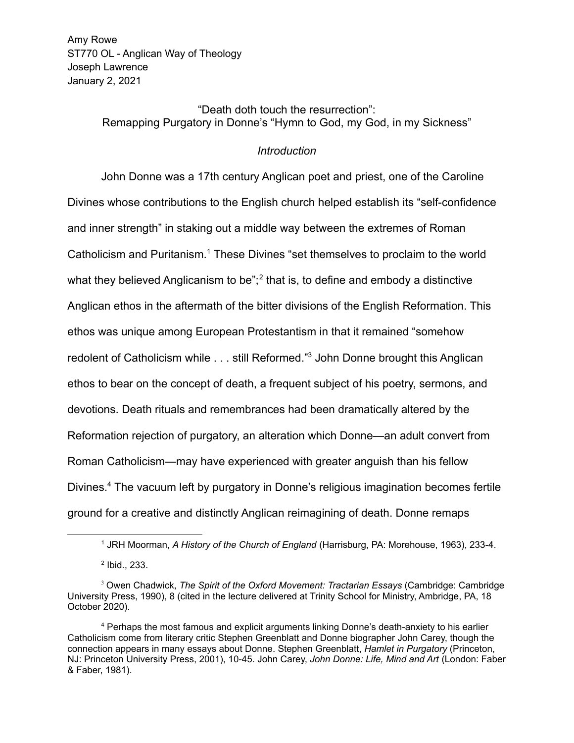Amy Rowe
ST770 OL - Anglican Way of Theology
Joseph Lawrence
January 2, 2021

# "Death doth touch the resurrection": Remapping Purgatory in Donne's "Hymn to God, my God, in my Sickness"

## *Introduction*

John Donne was a 17th century Anglican poet and priest, one of the Caroline Divines whose contributions to the English church helped establish its "self-confidence and inner strength" in staking out a middle way between the extremes of Roman Catholicism and Puritanism.[1] These Divines "set themselves to proclaim to the world what they believed Anglicanism to be";[2] that is, to define and embody a distinctive Anglican ethos in the aftermath of the bitter divisions of the English Reformation. This ethos was unique among European Protestantism in that it remained "somehow redolent of Catholicism while . . . still Reformed."[3] John Donne brought this Anglican ethos to bear on the concept of death, a frequent subject of his poetry, sermons, and devotions. Death rituals and remembrances had been dramatically altered by the Reformation rejection of purgatory, an alteration which Donne—an adult convert from Roman Catholicism—may have experienced with greater anguish than his fellow Divines.[4] The vacuum left by purgatory in Donne's religious imagination becomes fertile ground for a creative and distinctly Anglican reimagining of death. Donne remaps

---

[1] JRH Moorman, *A History of the Church of England* (Harrisburg, PA: Morehouse, 1963), 233-4.

[2] Ibid., 233.

[3] Owen Chadwick, *The Spirit of the Oxford Movement: Tractarian Essays* (Cambridge: Cambridge University Press, 1990), 8 (cited in the lecture delivered at Trinity School for Ministry, Ambridge, PA, 18 October 2020).

[4] Perhaps the most famous and explicit arguments linking Donne's death-anxiety to his earlier Catholicism come from literary critic Stephen Greenblatt and Donne biographer John Carey, though the connection appears in many essays about Donne. Stephen Greenblatt, *Hamlet in Purgatory* (Princeton, NJ: Princeton University Press, 2001), 10-45. John Carey, *John Donne: Life, Mind and Art* (London: Faber & Faber, 1981).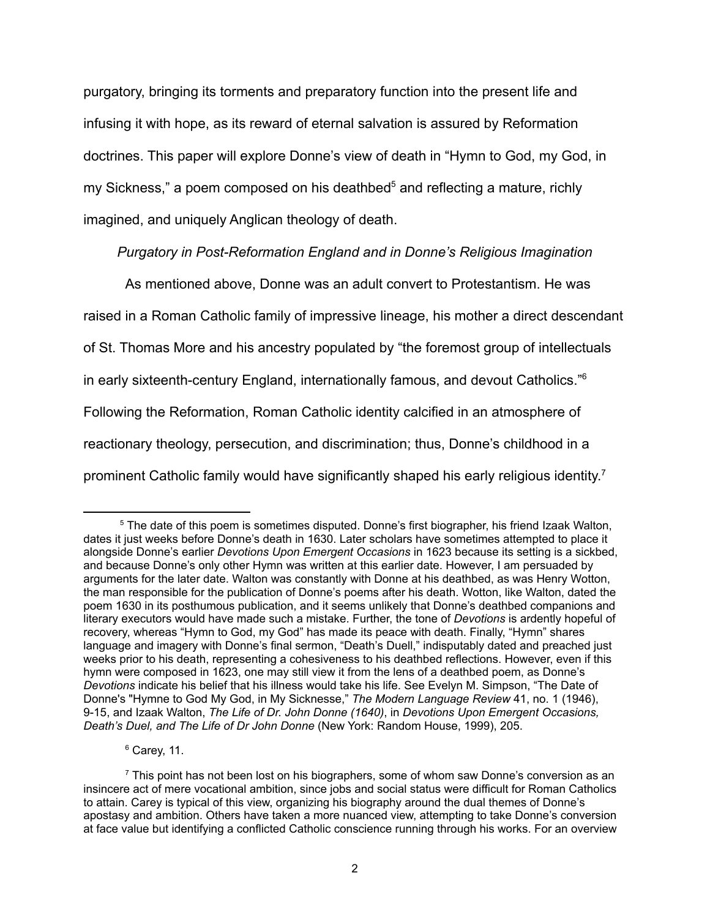purgatory, bringing its torments and preparatory function into the present life and infusing it with hope, as its reward of eternal salvation is assured by Reformation doctrines. This paper will explore Donne's view of death in "Hymn to God, my God, in my Sickness," a poem composed on his deathbed[5] and reflecting a mature, richly imagined, and uniquely Anglican theology of death.

*Purgatory in Post-Reformation England and in Donne's Religious Imagination*

As mentioned above, Donne was an adult convert to Protestantism. He was raised in a Roman Catholic family of impressive lineage, his mother a direct descendant of St. Thomas More and his ancestry populated by "the foremost group of intellectuals in early sixteenth-century England, internationally famous, and devout Catholics."[6] Following the Reformation, Roman Catholic identity calcified in an atmosphere of reactionary theology, persecution, and discrimination; thus, Donne's childhood in a prominent Catholic family would have significantly shaped his early religious identity.[7]

---

[5] The date of this poem is sometimes disputed. Donne's first biographer, his friend Izaak Walton, dates it just weeks before Donne's death in 1630. Later scholars have sometimes attempted to place it alongside Donne's earlier *Devotions Upon Emergent Occasions* in 1623 because its setting is a sickbed, and because Donne's only other Hymn was written at this earlier date. However, I am persuaded by arguments for the later date. Walton was constantly with Donne at his deathbed, as was Henry Wotton, the man responsible for the publication of Donne's poems after his death. Wotton, like Walton, dated the poem 1630 in its posthumous publication, and it seems unlikely that Donne's deathbed companions and literary executors would have made such a mistake. Further, the tone of *Devotions* is ardently hopeful of recovery, whereas "Hymn to God, my God" has made its peace with death. Finally, "Hymn" shares language and imagery with Donne's final sermon, "Death's Duell," indisputably dated and preached just weeks prior to his death, representing a cohesiveness to his deathbed reflections. However, even if this hymn were composed in 1623, one may still view it from the lens of a deathbed poem, as Donne's *Devotions* indicate his belief that his illness would take his life. See Evelyn M. Simpson, "The Date of Donne's "Hymne to God My God, in My Sicknesse," *The Modern Language Review* 41, no. 1 (1946), 9-15, and Izaak Walton, *The Life of Dr. John Donne (1640)*, in *Devotions Upon Emergent Occasions, Death's Duel, and The Life of Dr John Donne* (New York: Random House, 1999), 205.

[6] Carey, 11.

[7] This point has not been lost on his biographers, some of whom saw Donne's conversion as an insincere act of mere vocational ambition, since jobs and social status were difficult for Roman Catholics to attain. Carey is typical of this view, organizing his biography around the dual themes of Donne's apostasy and ambition. Others have taken a more nuanced view, attempting to take Donne's conversion at face value but identifying a conflicted Catholic conscience running through his works. For an overview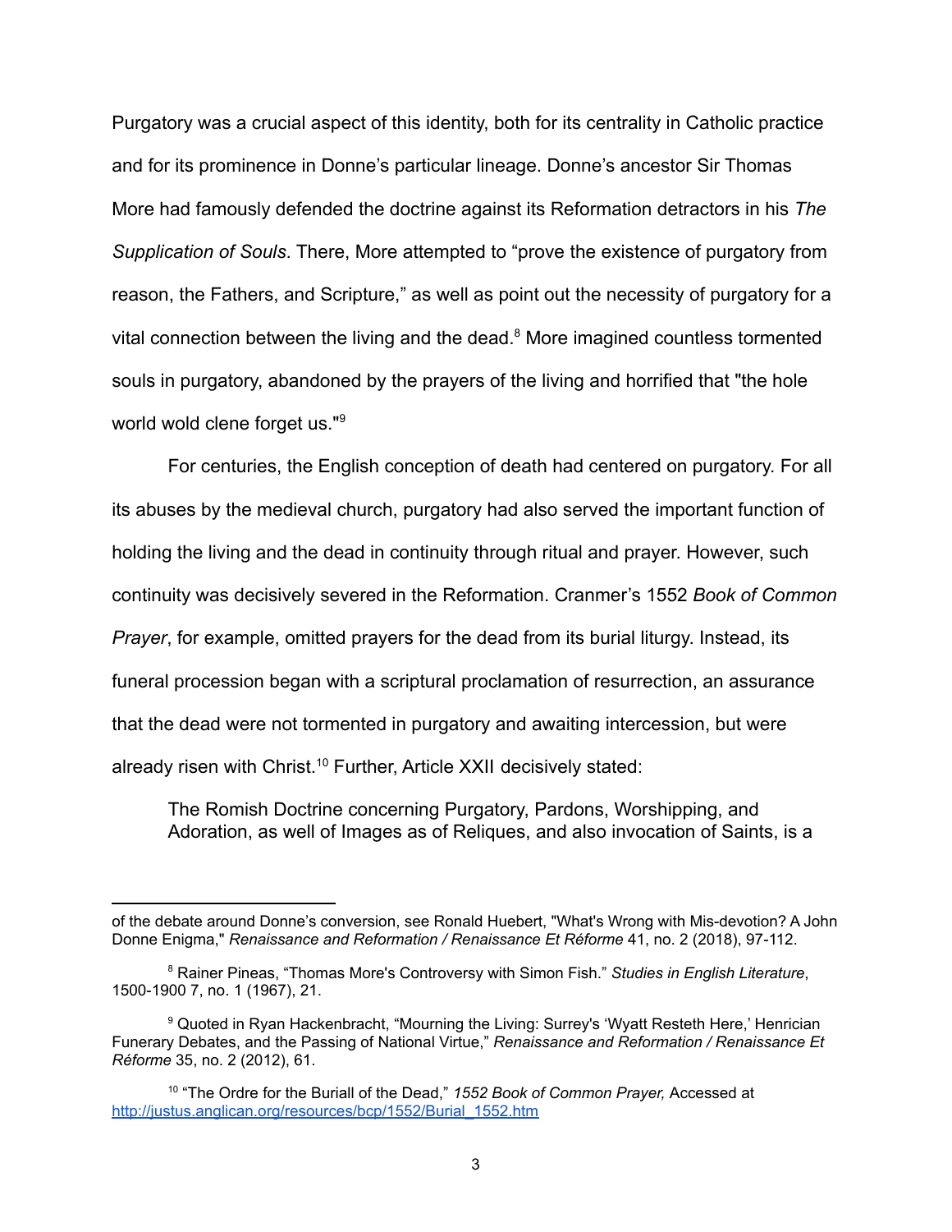Purgatory was a crucial aspect of this identity, both for its centrality in Catholic practice and for its prominence in Donne's particular lineage. Donne's ancestor Sir Thomas More had famously defended the doctrine against its Reformation detractors in his *The Supplication of Souls*. There, More attempted to "prove the existence of purgatory from reason, the Fathers, and Scripture," as well as point out the necessity of purgatory for a vital connection between the living and the dead.[8] More imagined countless tormented souls in purgatory, abandoned by the prayers of the living and horrified that "the hole world wold clene forget us."[9]

For centuries, the English conception of death had centered on purgatory. For all its abuses by the medieval church, purgatory had also served the important function of holding the living and the dead in continuity through ritual and prayer. However, such continuity was decisively severed in the Reformation. Cranmer's 1552 *Book of Common Prayer*, for example, omitted prayers for the dead from its burial liturgy. Instead, its funeral procession began with a scriptural proclamation of resurrection, an assurance that the dead were not tormented in purgatory and awaiting intercession, but were already risen with Christ.[10] Further, Article XXII decisively stated:

> The Romish Doctrine concerning Purgatory, Pardons, Worshipping, and Adoration, as well of Images as of Reliques, and also invocation of Saints, is a

---

of the debate around Donne's conversion, see Ronald Huebert, "What's Wrong with Mis-devotion? A John Donne Enigma," *Renaissance and Reformation / Renaissance Et Réforme* 41, no. 2 (2018), 97-112.

[8] Rainer Pineas, "Thomas More's Controversy with Simon Fish." *Studies in English Literature*, 1500-1900 7, no. 1 (1967), 21.

[9] Quoted in Ryan Hackenbracht, "Mourning the Living: Surrey's 'Wyatt Resteth Here,' Henrician Funerary Debates, and the Passing of National Virtue," *Renaissance and Reformation / Renaissance Et Réforme* 35, no. 2 (2012), 61.

[10] "The Ordre for the Buriall of the Dead," *1552 Book of Common Prayer,* Accessed at http://justus.anglican.org/resources/bcp/1552/Burial_1552.htm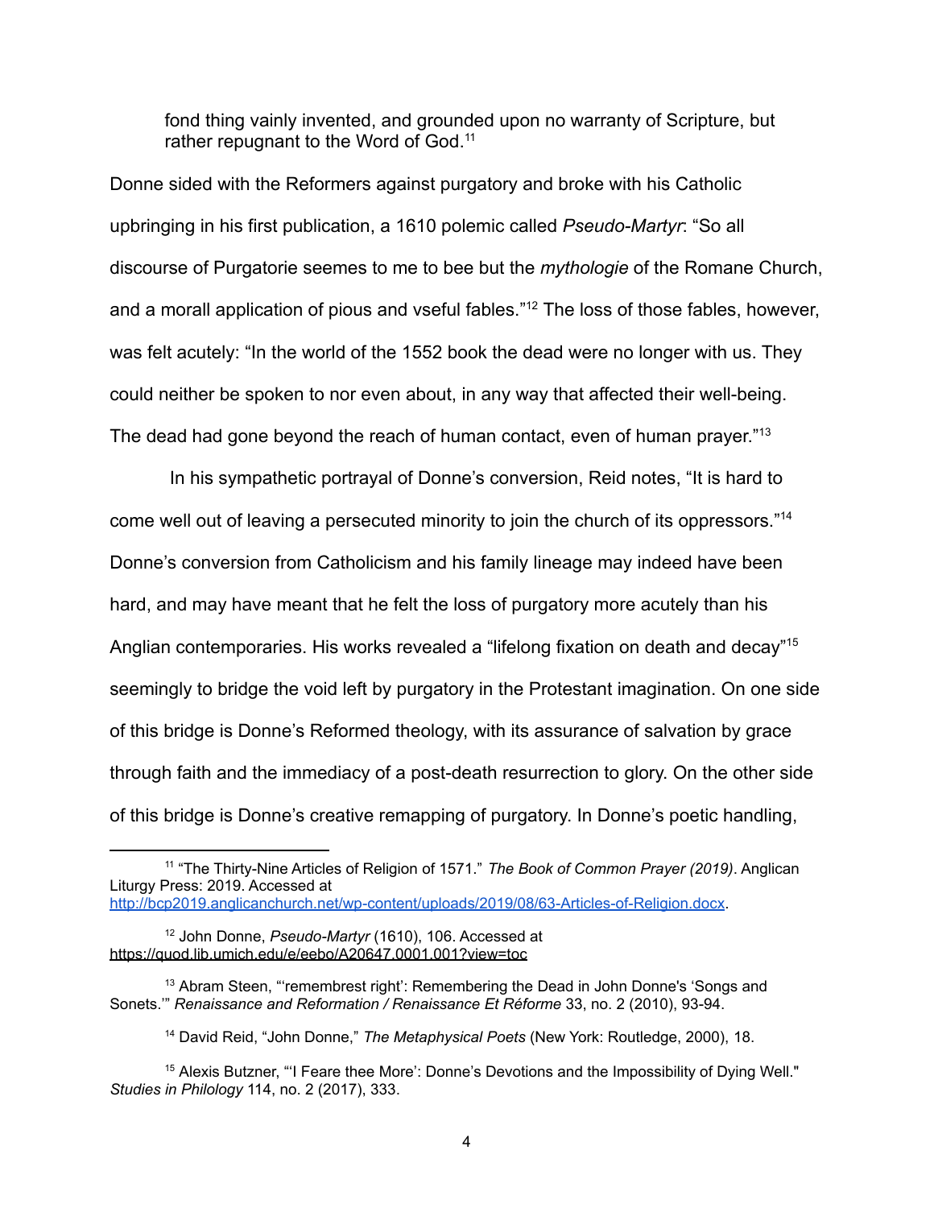> fond thing vainly invented, and grounded upon no warranty of Scripture, but rather repugnant to the Word of God.[11]

Donne sided with the Reformers against purgatory and broke with his Catholic upbringing in his first publication, a 1610 polemic called *Pseudo-Martyr*: "So all discourse of Purgatorie seemes to me to bee but the *mythologie* of the Romane Church, and a morall application of pious and vseful fables."[12] The loss of those fables, however, was felt acutely: "In the world of the 1552 book the dead were no longer with us. They could neither be spoken to nor even about, in any way that affected their well-being. The dead had gone beyond the reach of human contact, even of human prayer."[13]

In his sympathetic portrayal of Donne's conversion, Reid notes, "It is hard to come well out of leaving a persecuted minority to join the church of its oppressors."[14] Donne's conversion from Catholicism and his family lineage may indeed have been hard, and may have meant that he felt the loss of purgatory more acutely than his Anglian contemporaries. His works revealed a "lifelong fixation on death and decay"[15] seemingly to bridge the void left by purgatory in the Protestant imagination. On one side of this bridge is Donne's Reformed theology, with its assurance of salvation by grace through faith and the immediacy of a post-death resurrection to glory. On the other side of this bridge is Donne's creative remapping of purgatory. In Donne's poetic handling,

---

[11] "The Thirty-Nine Articles of Religion of 1571." *The Book of Common Prayer (2019)*. Anglican Liturgy Press: 2019. Accessed at http://bcp2019.anglicanchurch.net/wp-content/uploads/2019/08/63-Articles-of-Religion.docx.

[12] John Donne, *Pseudo-Martyr* (1610), 106. Accessed at https://quod.lib.umich.edu/e/eebo/A20647.0001.001?view=toc

[13] Abram Steen, "'remembrest right': Remembering the Dead in John Donne's 'Songs and Sonets.'" *Renaissance and Reformation / Renaissance Et Réforme* 33, no. 2 (2010), 93-94.

[14] David Reid, "John Donne," *The Metaphysical Poets* (New York: Routledge, 2000), 18.

[15] Alexis Butzner, "'I Feare thee More': Donne's Devotions and the Impossibility of Dying Well." *Studies in Philology* 114, no. 2 (2017), 333.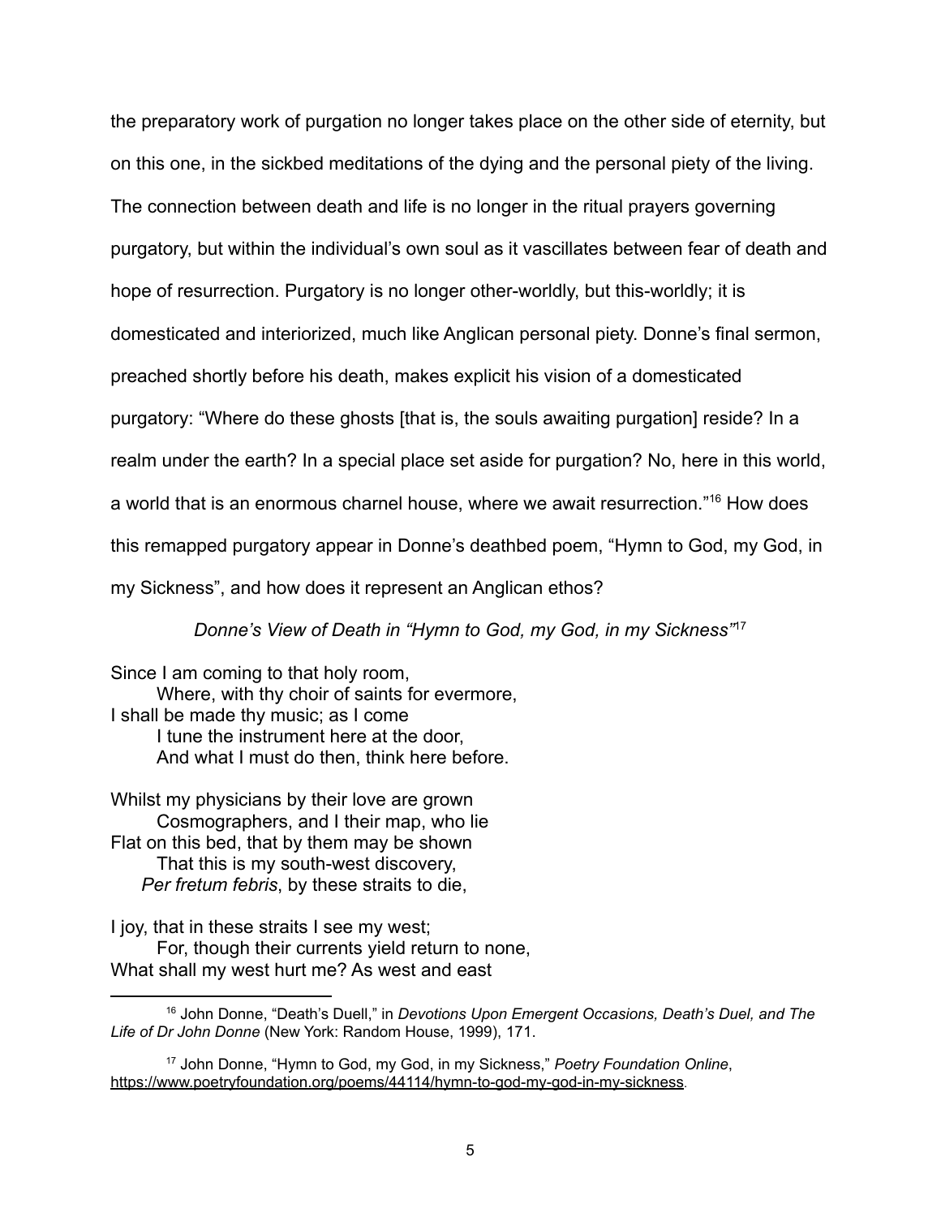the preparatory work of purgation no longer takes place on the other side of eternity, but on this one, in the sickbed meditations of the dying and the personal piety of the living. The connection between death and life is no longer in the ritual prayers governing purgatory, but within the individual's own soul as it vascillates between fear of death and hope of resurrection. Purgatory is no longer other-worldly, but this-worldly; it is domesticated and interiorized, much like Anglican personal piety. Donne's final sermon, preached shortly before his death, makes explicit his vision of a domesticated purgatory: "Where do these ghosts [that is, the souls awaiting purgation] reside? In a realm under the earth? In a special place set aside for purgation? No, here in this world, a world that is an enormous charnel house, where we await resurrection."[16] How does this remapped purgatory appear in Donne's deathbed poem, "Hymn to God, my God, in my Sickness", and how does it represent an Anglican ethos?

### *Donne's View of Death in "Hymn to God, my God, in my Sickness"*[17]

Since I am coming to that holy room,  
  Where, with thy choir of saints for evermore,  
I shall be made thy music; as I come  
  I tune the instrument here at the door,  
  And what I must do then, think here before.

Whilst my physicians by their love are grown  
  Cosmographers, and I their map, who lie  
Flat on this bed, that by them may be shown  
  That this is my south-west discovery,  
  *Per fretum febris*, by these straits to die,

I joy, that in these straits I see my west;  
  For, though their currents yield return to none,  
What shall my west hurt me? As west and east

---

[16] John Donne, "Death's Duell," in *Devotions Upon Emergent Occasions, Death's Duel, and The Life of Dr John Donne* (New York: Random House, 1999), 171.

[17] John Donne, "Hymn to God, my God, in my Sickness," *Poetry Foundation Online*, https://www.poetryfoundation.org/poems/44114/hymn-to-god-my-god-in-my-sickness.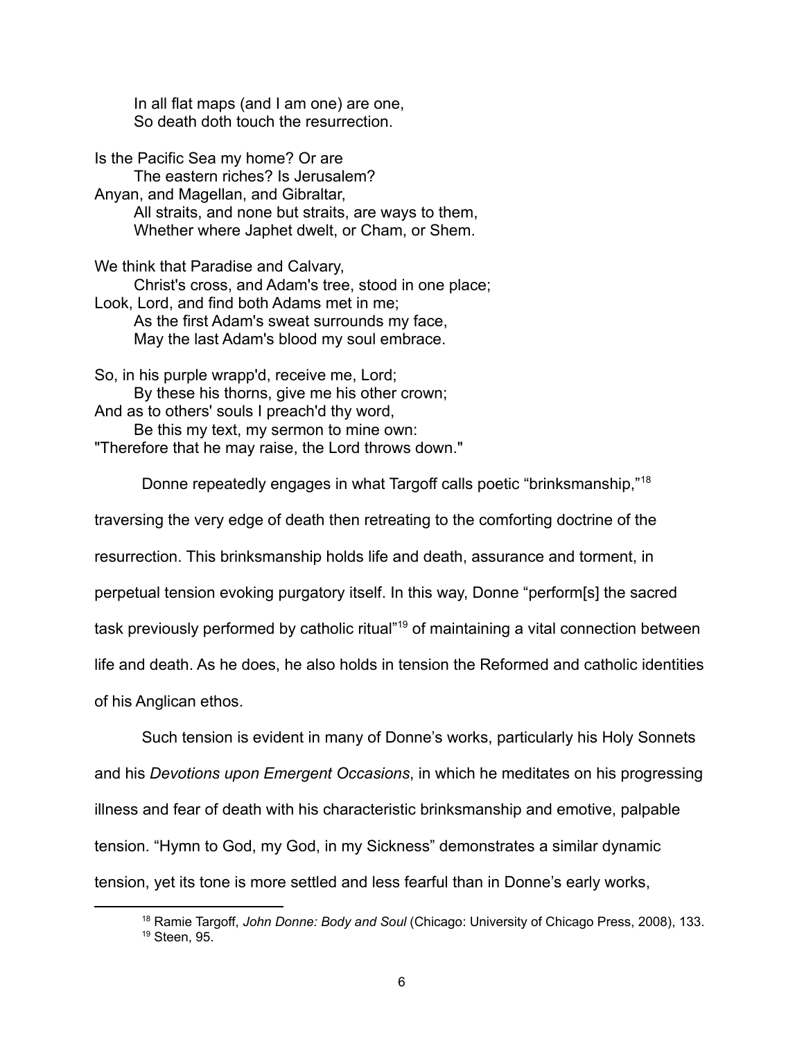In all flat maps (and I am one) are one,  
So death doth touch the resurrection.

Is the Pacific Sea my home? Or are  
The eastern riches? Is Jerusalem?  
Anyan, and Magellan, and Gibraltar,  
All straits, and none but straits, are ways to them,  
Whether where Japhet dwelt, or Cham, or Shem.

We think that Paradise and Calvary,  
Christ's cross, and Adam's tree, stood in one place;  
Look, Lord, and find both Adams met in me;  
As the first Adam's sweat surrounds my face,  
May the last Adam's blood my soul embrace.

So, in his purple wrapp'd, receive me, Lord;  
By these his thorns, give me his other crown;  
And as to others' souls I preach'd thy word,  
Be this my text, my sermon to mine own:  
"Therefore that he may raise, the Lord throws down."

Donne repeatedly engages in what Targoff calls poetic "brinksmanship,"[18] traversing the very edge of death then retreating to the comforting doctrine of the resurrection. This brinksmanship holds life and death, assurance and torment, in perpetual tension evoking purgatory itself. In this way, Donne "perform[s] the sacred task previously performed by catholic ritual"[19] of maintaining a vital connection between life and death. As he does, he also holds in tension the Reformed and catholic identities of his Anglican ethos.

Such tension is evident in many of Donne's works, particularly his Holy Sonnets and his *Devotions upon Emergent Occasions*, in which he meditates on his progressing illness and fear of death with his characteristic brinksmanship and emotive, palpable tension. "Hymn to God, my God, in my Sickness" demonstrates a similar dynamic tension, yet its tone is more settled and less fearful than in Donne's early works,

---

[18] Ramie Targoff, *John Donne: Body and Soul* (Chicago: University of Chicago Press, 2008), 133.

[19] Steen, 95.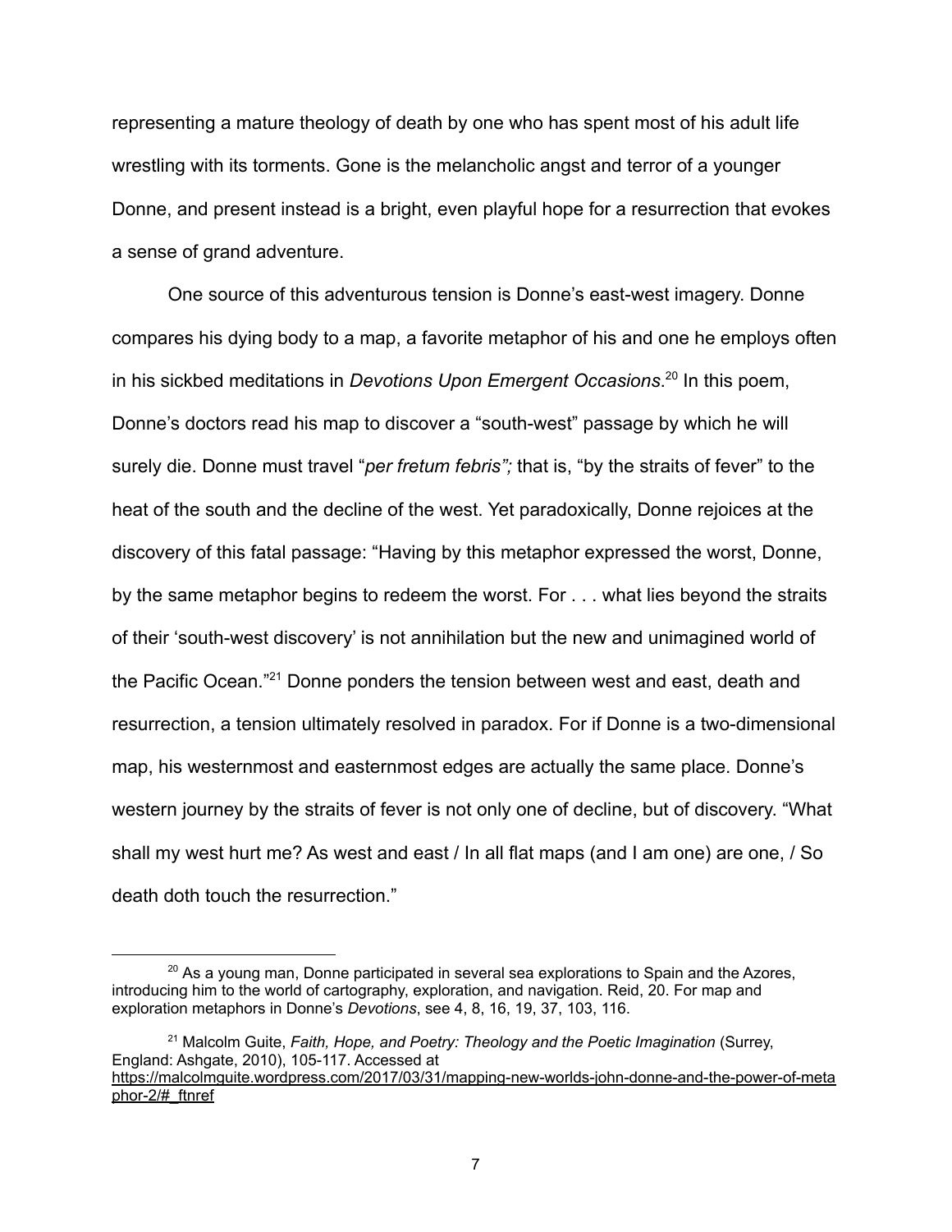representing a mature theology of death by one who has spent most of his adult life wrestling with its torments. Gone is the melancholic angst and terror of a younger Donne, and present instead is a bright, even playful hope for a resurrection that evokes a sense of grand adventure.

One source of this adventurous tension is Donne's east-west imagery. Donne compares his dying body to a map, a favorite metaphor of his and one he employs often in his sickbed meditations in *Devotions Upon Emergent Occasions*.[20] In this poem, Donne's doctors read his map to discover a "south-west" passage by which he will surely die. Donne must travel "*per fretum febris";* that is, "by the straits of fever" to the heat of the south and the decline of the west. Yet paradoxically, Donne rejoices at the discovery of this fatal passage: "Having by this metaphor expressed the worst, Donne, by the same metaphor begins to redeem the worst. For . . . what lies beyond the straits of their 'south-west discovery' is not annihilation but the new and unimagined world of the Pacific Ocean."[21] Donne ponders the tension between west and east, death and resurrection, a tension ultimately resolved in paradox. For if Donne is a two-dimensional map, his westernmost and easternmost edges are actually the same place. Donne's western journey by the straits of fever is not only one of decline, but of discovery. "What shall my west hurt me? As west and east / In all flat maps (and I am one) are one, / So death doth touch the resurrection."

---

[20] As a young man, Donne participated in several sea explorations to Spain and the Azores, introducing him to the world of cartography, exploration, and navigation. Reid, 20. For map and exploration metaphors in Donne's *Devotions*, see 4, 8, 16, 19, 37, 103, 116.

[21] Malcolm Guite, *Faith, Hope, and Poetry: Theology and the Poetic Imagination* (Surrey, England: Ashgate, 2010), 105-117. Accessed at https://malcolmguite.wordpress.com/2017/03/31/mapping-new-worlds-john-donne-and-the-power-of-metaphor-2/#_ftnref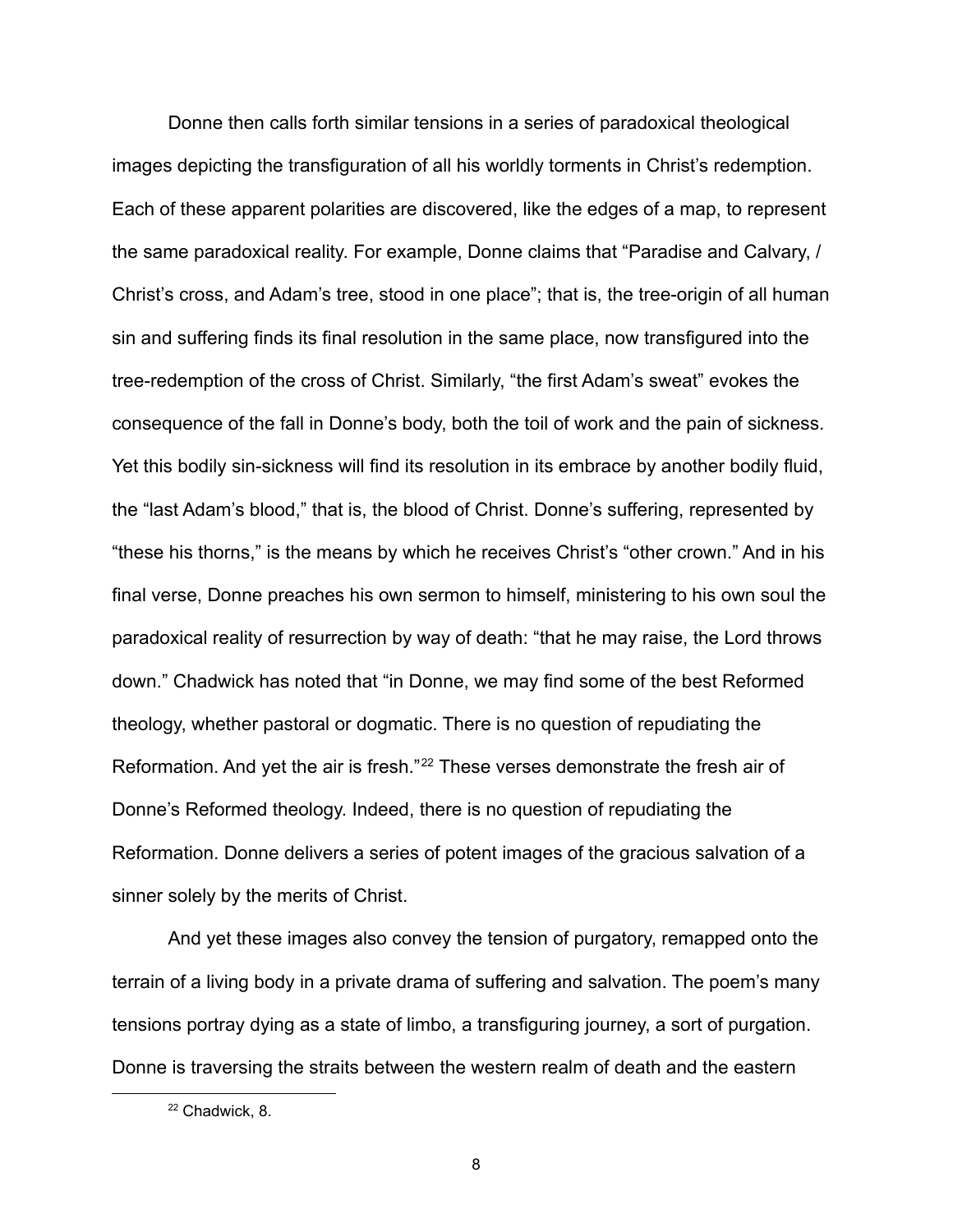Donne then calls forth similar tensions in a series of paradoxical theological images depicting the transfiguration of all his worldly torments in Christ's redemption. Each of these apparent polarities are discovered, like the edges of a map, to represent the same paradoxical reality. For example, Donne claims that "Paradise and Calvary, / Christ's cross, and Adam's tree, stood in one place"; that is, the tree-origin of all human sin and suffering finds its final resolution in the same place, now transfigured into the tree-redemption of the cross of Christ. Similarly, "the first Adam's sweat" evokes the consequence of the fall in Donne's body, both the toil of work and the pain of sickness. Yet this bodily sin-sickness will find its resolution in its embrace by another bodily fluid, the "last Adam's blood," that is, the blood of Christ. Donne's suffering, represented by "these his thorns," is the means by which he receives Christ's "other crown." And in his final verse, Donne preaches his own sermon to himself, ministering to his own soul the paradoxical reality of resurrection by way of death: "that he may raise, the Lord throws down." Chadwick has noted that "in Donne, we may find some of the best Reformed theology, whether pastoral or dogmatic. There is no question of repudiating the Reformation. And yet the air is fresh."[22] These verses demonstrate the fresh air of Donne's Reformed theology. Indeed, there is no question of repudiating the Reformation. Donne delivers a series of potent images of the gracious salvation of a sinner solely by the merits of Christ.

And yet these images also convey the tension of purgatory, remapped onto the terrain of a living body in a private drama of suffering and salvation. The poem's many tensions portray dying as a state of limbo, a transfiguring journey, a sort of purgation. Donne is traversing the straits between the western realm of death and the eastern

---

[22] Chadwick, 8.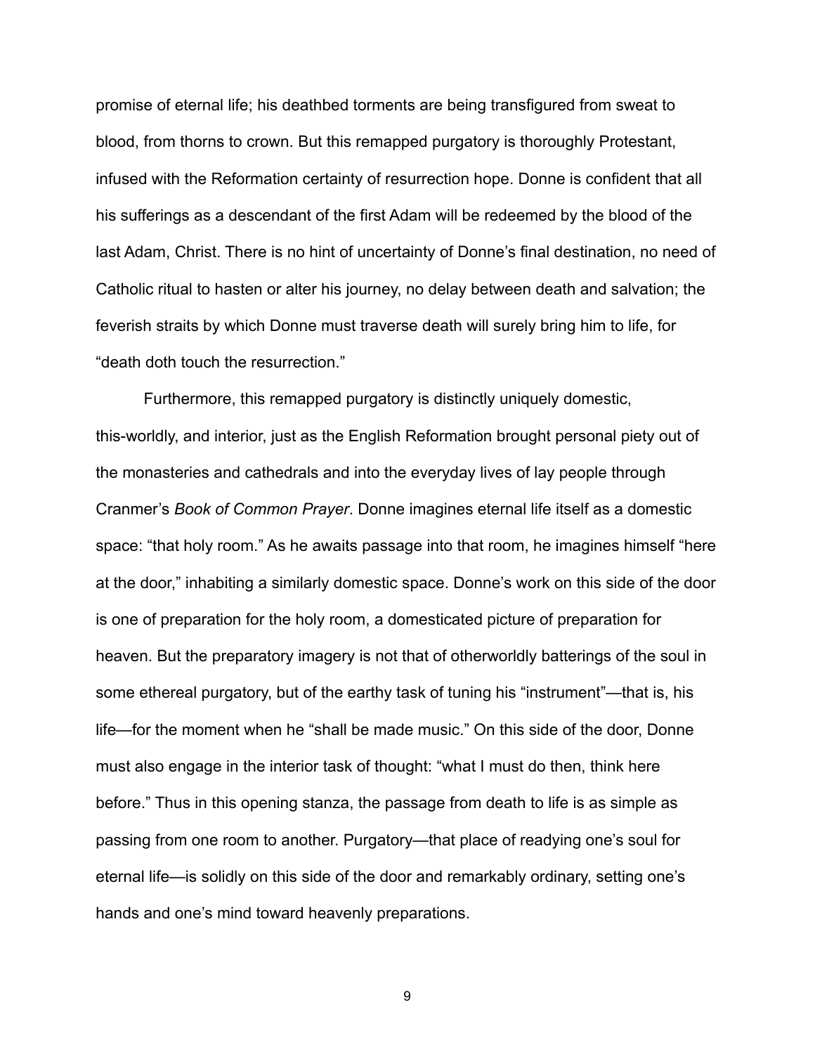promise of eternal life; his deathbed torments are being transfigured from sweat to blood, from thorns to crown. But this remapped purgatory is thoroughly Protestant, infused with the Reformation certainty of resurrection hope. Donne is confident that all his sufferings as a descendant of the first Adam will be redeemed by the blood of the last Adam, Christ. There is no hint of uncertainty of Donne's final destination, no need of Catholic ritual to hasten or alter his journey, no delay between death and salvation; the feverish straits by which Donne must traverse death will surely bring him to life, for "death doth touch the resurrection."

Furthermore, this remapped purgatory is distinctly uniquely domestic, this-worldly, and interior, just as the English Reformation brought personal piety out of the monasteries and cathedrals and into the everyday lives of lay people through Cranmer's *Book of Common Prayer*. Donne imagines eternal life itself as a domestic space: "that holy room." As he awaits passage into that room, he imagines himself "here at the door," inhabiting a similarly domestic space. Donne's work on this side of the door is one of preparation for the holy room, a domesticated picture of preparation for heaven. But the preparatory imagery is not that of otherworldly batterings of the soul in some ethereal purgatory, but of the earthy task of tuning his "instrument"—that is, his life—for the moment when he "shall be made music." On this side of the door, Donne must also engage in the interior task of thought: "what I must do then, think here before." Thus in this opening stanza, the passage from death to life is as simple as passing from one room to another. Purgatory—that place of readying one's soul for eternal life—is solidly on this side of the door and remarkably ordinary, setting one's hands and one's mind toward heavenly preparations.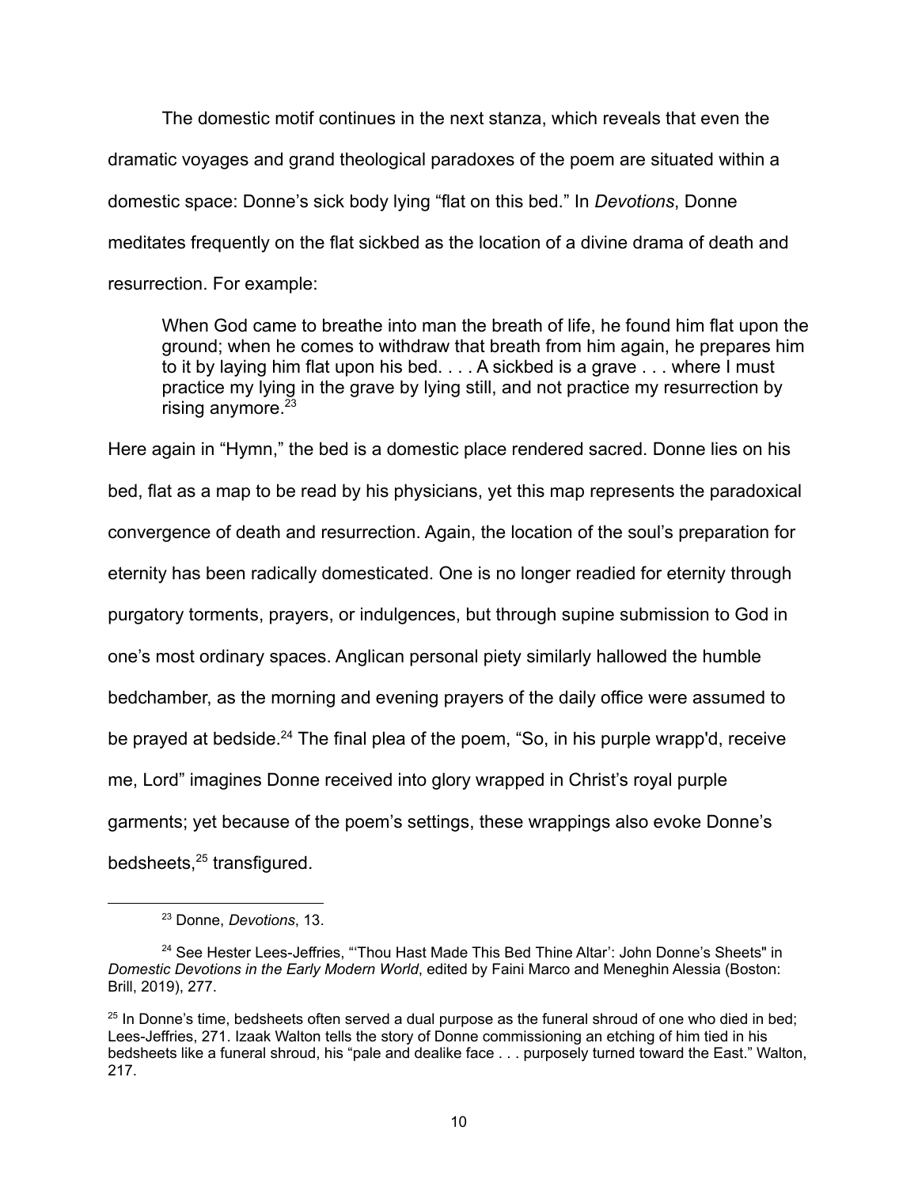The domestic motif continues in the next stanza, which reveals that even the dramatic voyages and grand theological paradoxes of the poem are situated within a domestic space: Donne's sick body lying "flat on this bed." In *Devotions*, Donne meditates frequently on the flat sickbed as the location of a divine drama of death and resurrection. For example:

> When God came to breathe into man the breath of life, he found him flat upon the ground; when he comes to withdraw that breath from him again, he prepares him to it by laying him flat upon his bed. . . . A sickbed is a grave . . . where I must practice my lying in the grave by lying still, and not practice my resurrection by rising anymore.[23]

Here again in "Hymn," the bed is a domestic place rendered sacred. Donne lies on his bed, flat as a map to be read by his physicians, yet this map represents the paradoxical convergence of death and resurrection. Again, the location of the soul's preparation for eternity has been radically domesticated. One is no longer readied for eternity through purgatory torments, prayers, or indulgences, but through supine submission to God in one's most ordinary spaces. Anglican personal piety similarly hallowed the humble bedchamber, as the morning and evening prayers of the daily office were assumed to be prayed at bedside.[24] The final plea of the poem, "So, in his purple wrapp'd, receive me, Lord" imagines Donne received into glory wrapped in Christ's royal purple garments; yet because of the poem's settings, these wrappings also evoke Donne's bedsheets,[25] transfigured.

---

[23] Donne, *Devotions*, 13.

[24] See Hester Lees-Jeffries, "'Thou Hast Made This Bed Thine Altar': John Donne's Sheets" in *Domestic Devotions in the Early Modern World*, edited by Faini Marco and Meneghin Alessia (Boston: Brill, 2019), 277.

[25] In Donne's time, bedsheets often served a dual purpose as the funeral shroud of one who died in bed; Lees-Jeffries, 271. Izaak Walton tells the story of Donne commissioning an etching of him tied in his bedsheets like a funeral shroud, his "pale and dealike face . . . purposely turned toward the East." Walton, 217.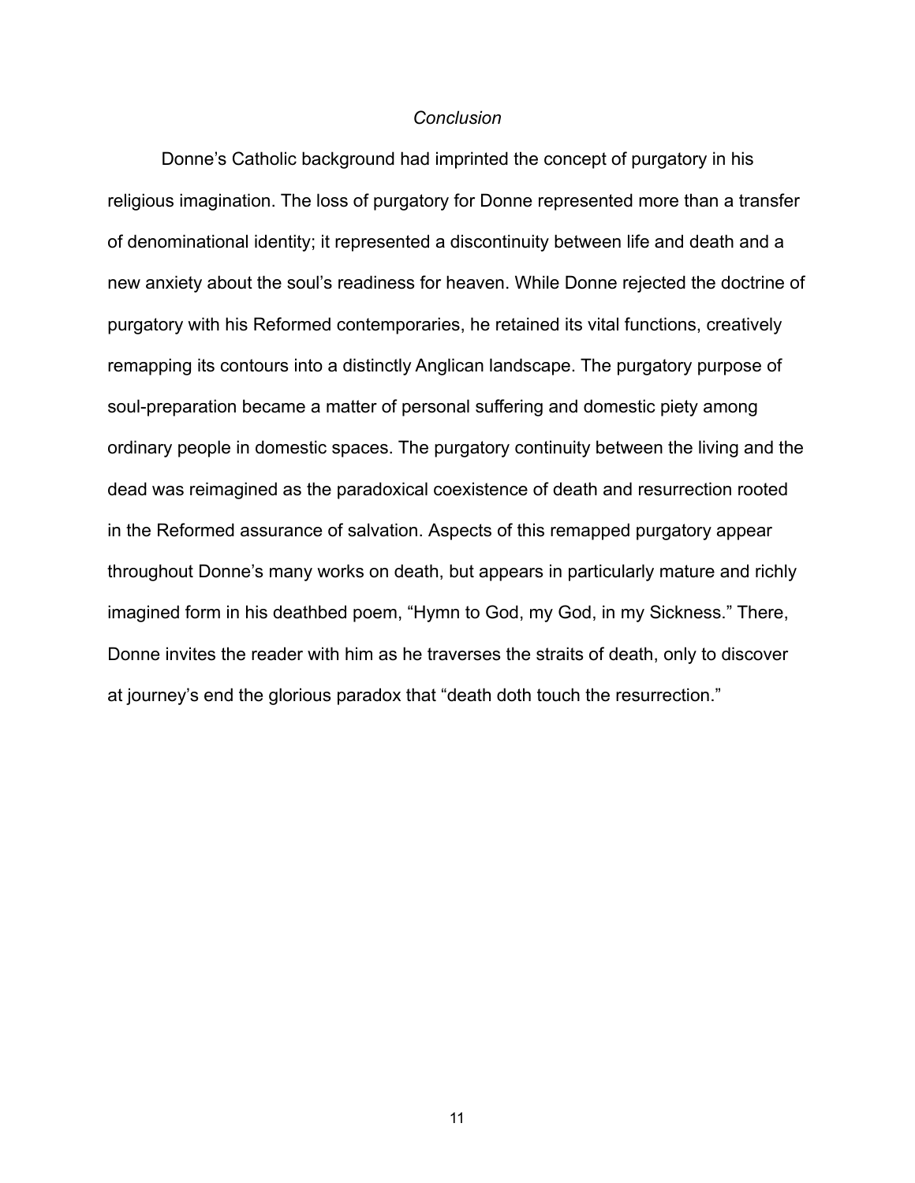## *Conclusion*

Donne's Catholic background had imprinted the concept of purgatory in his religious imagination. The loss of purgatory for Donne represented more than a transfer of denominational identity; it represented a discontinuity between life and death and a new anxiety about the soul's readiness for heaven. While Donne rejected the doctrine of purgatory with his Reformed contemporaries, he retained its vital functions, creatively remapping its contours into a distinctly Anglican landscape. The purgatory purpose of soul-preparation became a matter of personal suffering and domestic piety among ordinary people in domestic spaces. The purgatory continuity between the living and the dead was reimagined as the paradoxical coexistence of death and resurrection rooted in the Reformed assurance of salvation. Aspects of this remapped purgatory appear throughout Donne's many works on death, but appears in particularly mature and richly imagined form in his deathbed poem, "Hymn to God, my God, in my Sickness." There, Donne invites the reader with him as he traverses the straits of death, only to discover at journey's end the glorious paradox that "death doth touch the resurrection."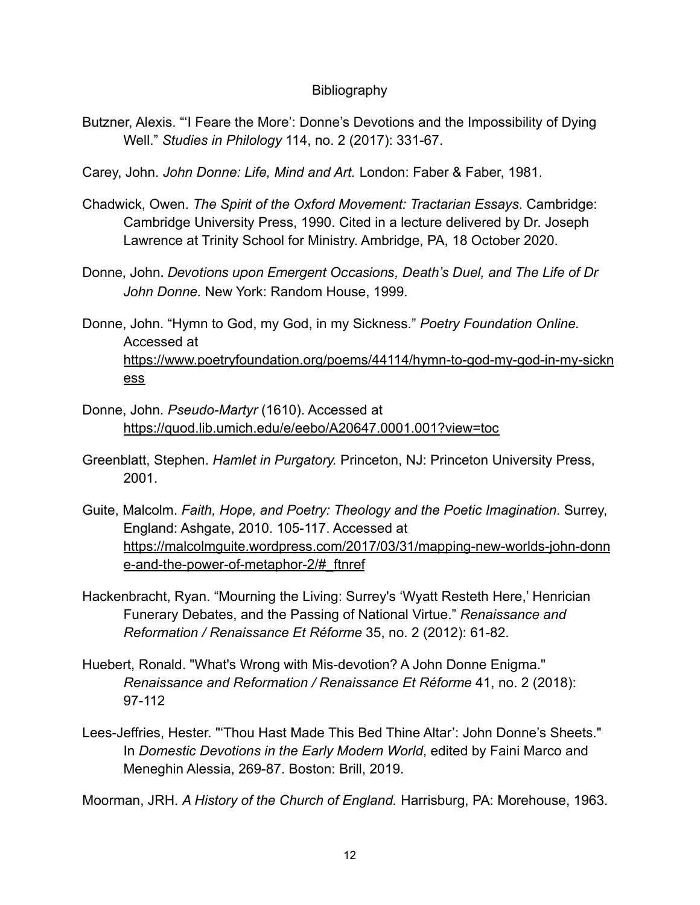# Bibliography

Butzner, Alexis. "'I Feare the More': Donne's Devotions and the Impossibility of Dying Well." *Studies in Philology* 114, no. 2 (2017): 331-67.

Carey, John. *John Donne: Life, Mind and Art.* London: Faber & Faber, 1981.

Chadwick, Owen. *The Spirit of the Oxford Movement: Tractarian Essays*. Cambridge: Cambridge University Press, 1990. Cited in a lecture delivered by Dr. Joseph Lawrence at Trinity School for Ministry. Ambridge, PA, 18 October 2020.

Donne, John. *Devotions upon Emergent Occasions, Death's Duel, and The Life of Dr John Donne.* New York: Random House, 1999.

Donne, John. "Hymn to God, my God, in my Sickness." *Poetry Foundation Online.* Accessed at https://www.poetryfoundation.org/poems/44114/hymn-to-god-my-god-in-my-sickness

Donne, John. *Pseudo-Martyr* (1610). Accessed at https://quod.lib.umich.edu/e/eebo/A20647.0001.001?view=toc

Greenblatt, Stephen. *Hamlet in Purgatory.* Princeton, NJ: Princeton University Press, 2001.

Guite, Malcolm. *Faith, Hope, and Poetry: Theology and the Poetic Imagination*. Surrey, England: Ashgate, 2010. 105-117. Accessed at https://malcolmguite.wordpress.com/2017/03/31/mapping-new-worlds-john-donne-and-the-power-of-metaphor-2/#_ftnref

Hackenbracht, Ryan. "Mourning the Living: Surrey's 'Wyatt Resteth Here,' Henrician Funerary Debates, and the Passing of National Virtue." *Renaissance and Reformation / Renaissance Et Réforme* 35, no. 2 (2012): 61-82.

Huebert, Ronald. "What's Wrong with Mis-devotion? A John Donne Enigma." *Renaissance and Reformation / Renaissance Et Réforme* 41, no. 2 (2018): 97-112

Lees-Jeffries, Hester. "'Thou Hast Made This Bed Thine Altar': John Donne's Sheets." In *Domestic Devotions in the Early Modern World*, edited by Faini Marco and Meneghin Alessia, 269-87. Boston: Brill, 2019.

Moorman, JRH. *A History of the Church of England.* Harrisburg, PA: Morehouse, 1963.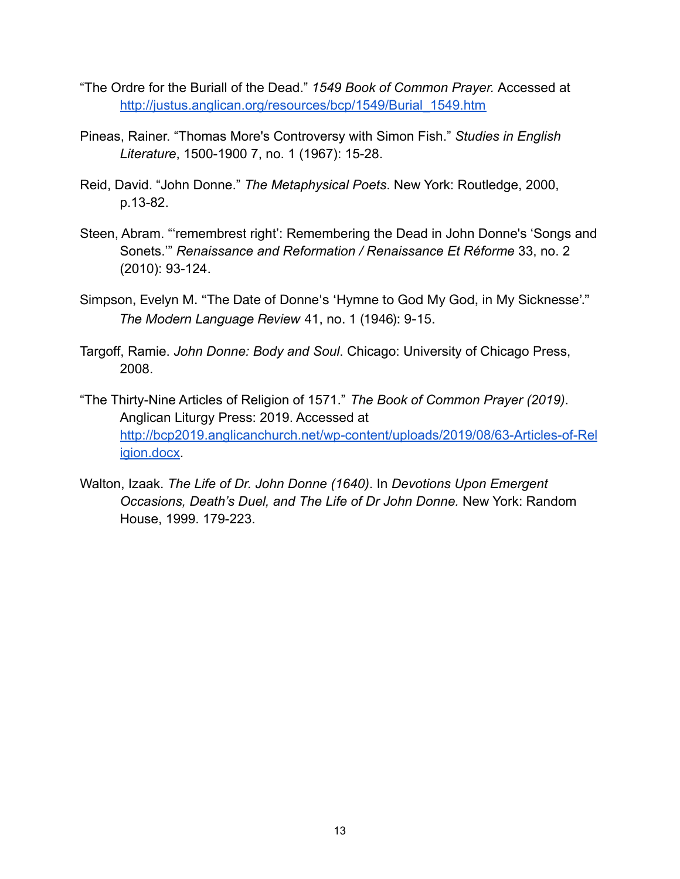"The Ordre for the Buriall of the Dead." *1549 Book of Common Prayer.* Accessed at [http://justus.anglican.org/resources/bcp/1549/Burial_1549.htm](http://justus.anglican.org/resources/bcp/1549/Burial_1549.htm)

Pineas, Rainer. "Thomas More's Controversy with Simon Fish." *Studies in English Literature*, 1500-1900 7, no. 1 (1967): 15-28.

Reid, David. "John Donne." *The Metaphysical Poets*. New York: Routledge, 2000, p.13-82.

Steen, Abram. "'remembrest right': Remembering the Dead in John Donne's 'Songs and Sonets.'" *Renaissance and Reformation / Renaissance Et Réforme* 33, no. 2 (2010): 93-124.

Simpson, Evelyn M. "The Date of Donne's 'Hymne to God My God, in My Sicknesse'." *The Modern Language Review* 41, no. 1 (1946): 9-15.

Targoff, Ramie. *John Donne: Body and Soul*. Chicago: University of Chicago Press, 2008.

"The Thirty-Nine Articles of Religion of 1571." *The Book of Common Prayer (2019)*. Anglican Liturgy Press: 2019. Accessed at [http://bcp2019.anglicanchurch.net/wp-content/uploads/2019/08/63-Articles-of-Religion.docx](http://bcp2019.anglicanchurch.net/wp-content/uploads/2019/08/63-Articles-of-Religion.docx).

Walton, Izaak. *The Life of Dr. John Donne (1640)*. In *Devotions Upon Emergent Occasions, Death's Duel, and The Life of Dr John Donne.* New York: Random House, 1999. 179-223.